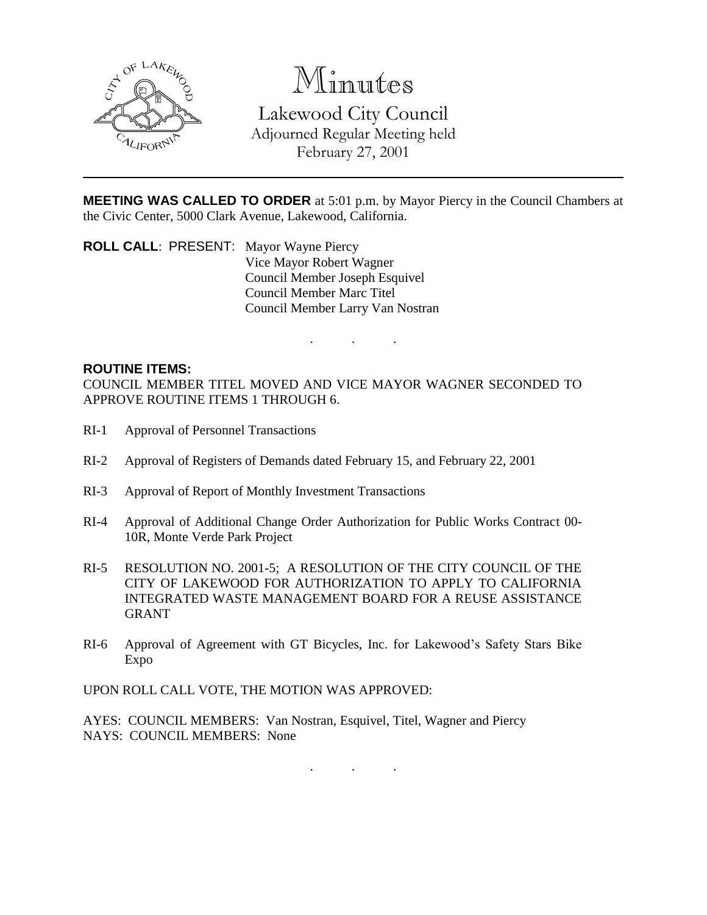# Minutes

Lakewood City Council
Adjourned Regular Meeting held
February 27, 2001

---

**MEETING WAS CALLED TO ORDER** at 5:01 p.m. by Mayor Piercy in the Council Chambers at the Civic Center, 5000 Clark Avenue, Lakewood, California.

**ROLL CALL**: PRESENT: Mayor Wayne Piercy
Vice Mayor Robert Wagner
Council Member Joseph Esquivel
Council Member Marc Titel
Council Member Larry Van Nostran

. . .

**ROUTINE ITEMS:**

COUNCIL MEMBER TITEL MOVED AND VICE MAYOR WAGNER SECONDED TO APPROVE ROUTINE ITEMS 1 THROUGH 6.

RI-1 Approval of Personnel Transactions

RI-2 Approval of Registers of Demands dated February 15, and February 22, 2001

RI-3 Approval of Report of Monthly Investment Transactions

RI-4 Approval of Additional Change Order Authorization for Public Works Contract 00-10R, Monte Verde Park Project

RI-5 RESOLUTION NO. 2001-5; A RESOLUTION OF THE CITY COUNCIL OF THE CITY OF LAKEWOOD FOR AUTHORIZATION TO APPLY TO CALIFORNIA INTEGRATED WASTE MANAGEMENT BOARD FOR A REUSE ASSISTANCE GRANT

RI-6 Approval of Agreement with GT Bicycles, Inc. for Lakewood's Safety Stars Bike Expo

UPON ROLL CALL VOTE, THE MOTION WAS APPROVED:

AYES: COUNCIL MEMBERS: Van Nostran, Esquivel, Titel, Wagner and Piercy
NAYS: COUNCIL MEMBERS: None

. . .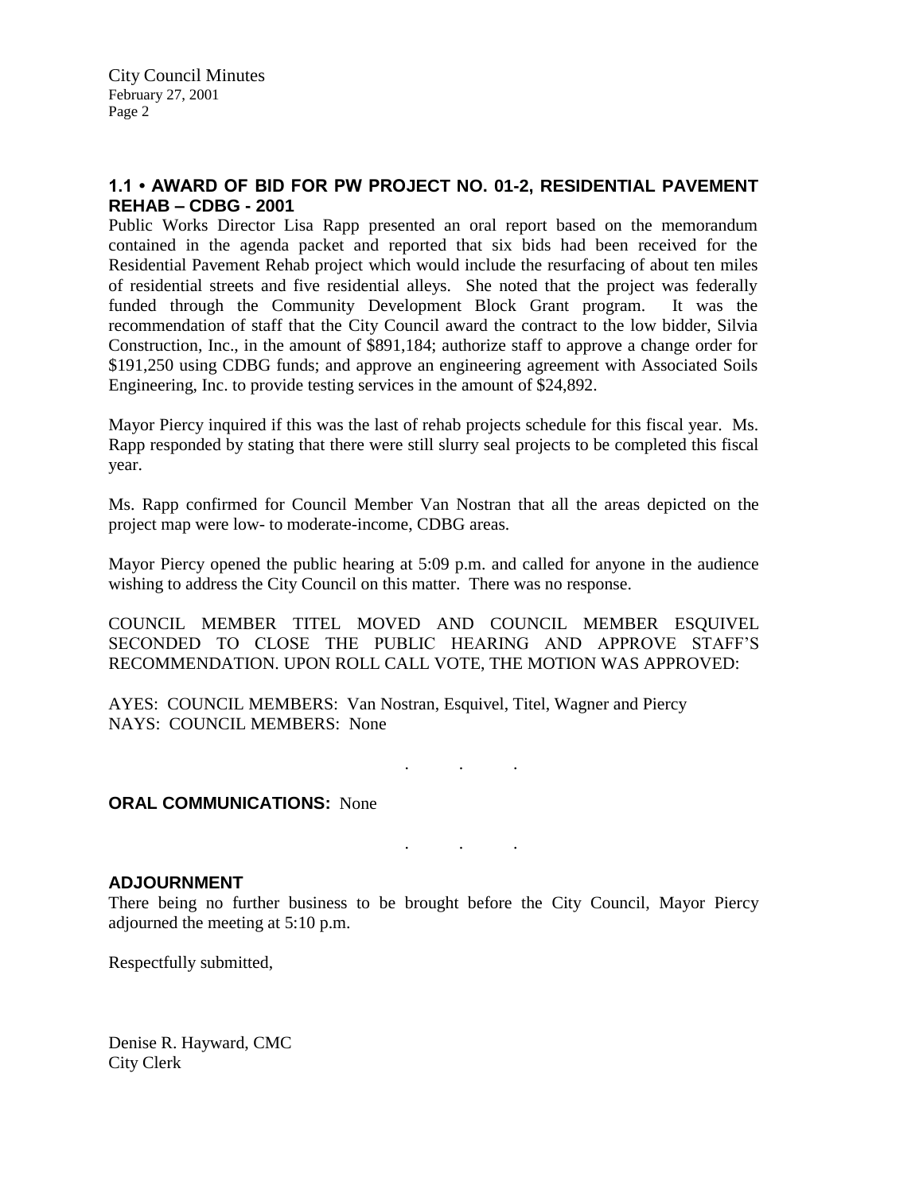### 1.1 • AWARD OF BID FOR PW PROJECT NO. 01-2, RESIDENTIAL PAVEMENT REHAB – CDBG - 2001

Public Works Director Lisa Rapp presented an oral report based on the memorandum contained in the agenda packet and reported that six bids had been received for the Residential Pavement Rehab project which would include the resurfacing of about ten miles of residential streets and five residential alleys. She noted that the project was federally funded through the Community Development Block Grant program. It was the recommendation of staff that the City Council award the contract to the low bidder, Silvia Construction, Inc., in the amount of $891,184; authorize staff to approve a change order for $191,250 using CDBG funds; and approve an engineering agreement with Associated Soils Engineering, Inc. to provide testing services in the amount of $24,892.

Mayor Piercy inquired if this was the last of rehab projects schedule for this fiscal year. Ms. Rapp responded by stating that there were still slurry seal projects to be completed this fiscal year.

Ms. Rapp confirmed for Council Member Van Nostran that all the areas depicted on the project map were low- to moderate-income, CDBG areas.

Mayor Piercy opened the public hearing at 5:09 p.m. and called for anyone in the audience wishing to address the City Council on this matter. There was no response.

COUNCIL MEMBER TITEL MOVED AND COUNCIL MEMBER ESQUIVEL SECONDED TO CLOSE THE PUBLIC HEARING AND APPROVE STAFF'S RECOMMENDATION. UPON ROLL CALL VOTE, THE MOTION WAS APPROVED:

AYES: COUNCIL MEMBERS: Van Nostran, Esquivel, Titel, Wagner and Piercy
NAYS: COUNCIL MEMBERS: None

. . .

**ORAL COMMUNICATIONS:** None

. . .

### ADJOURNMENT

There being no further business to be brought before the City Council, Mayor Piercy adjourned the meeting at 5:10 p.m.

Respectfully submitted,

Denise R. Hayward, CMC
City Clerk